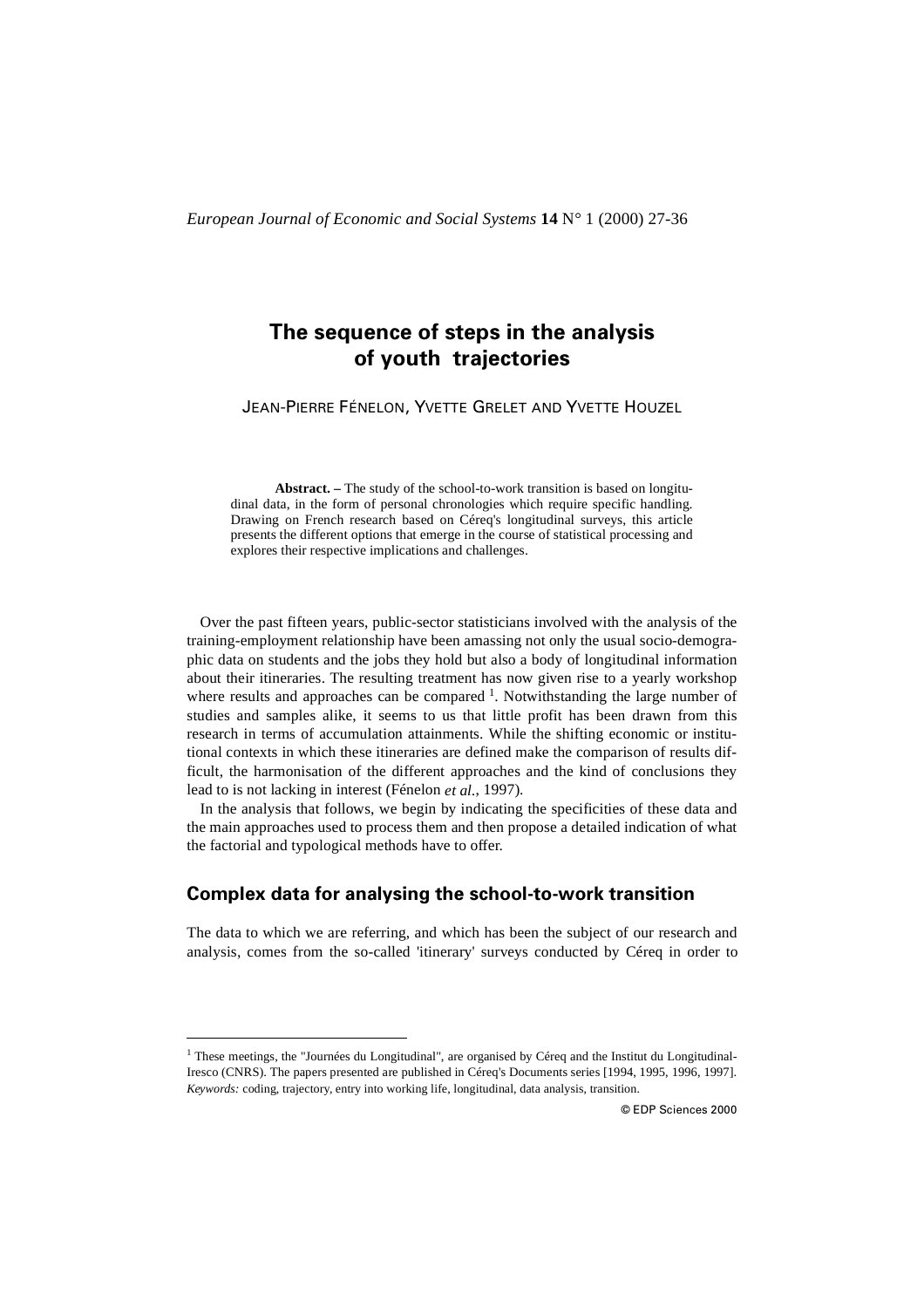# The sequence of steps in the analysis of youth trajectories

JEAN-PIERRE FÉNELON, YVETTE GRELET AND YVETTE HOUZEL

**Abstract. –** The study of the school-to-work transition is based on longitudinal data, in the form of personal chronologies which require specific handling. Drawing on French research based on Céreq's longitudinal surveys, this article presents the different options that emerge in the course of statistical processing and explores their respective implications and challenges.

Over the past fifteen years, public-sector statisticians involved with the analysis of the training-employment relationship have been amassing not only the usual socio-demographic data on students and the jobs they hold but also a body of longitudinal information about their itineraries. The resulting treatment has now given rise to a yearly workshop where results and approaches can be compared [1]. Notwithstanding the large number of studies and samples alike, it seems to us that little profit has been drawn from this research in terms of accumulation attainments. While the shifting economic or institutional contexts in which these itineraries are defined make the comparison of results difficult, the harmonisation of the different approaches and the kind of conclusions they lead to is not lacking in interest (Fénelon *et al.*, 1997).

In the analysis that follows, we begin by indicating the specificities of these data and the main approaches used to process them and then propose a detailed indication of what the factorial and typological methods have to offer.

## Complex data for analysing the school-to-work transition

The data to which we are referring, and which has been the subject of our research and analysis, comes from the so-called 'itinerary' surveys conducted by Céreq in order to

[1] These meetings, the "Journées du Longitudinal", are organised by Céreq and the Institut du Longitudinal-Iresco (CNRS). The papers presented are published in Céreq's Documents series [1994, 1995, 1996, 1997].
*Keywords:* coding, trajectory, entry into working life, longitudinal, data analysis, transition.

© EDP Sciences 2000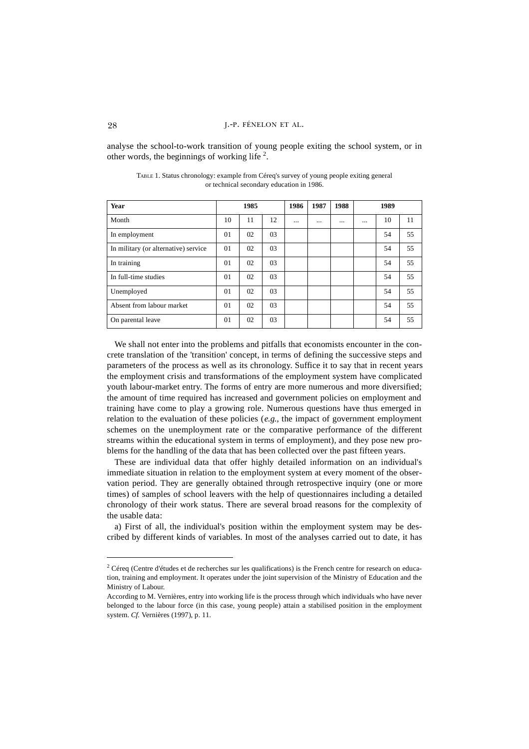analyse the school-to-work transition of young people exiting the school system, or in other words, the beginnings of working life [2].

TABLE 1. Status chronology: example from Céreq's survey of young people exiting general or technical secondary education in 1986.

| Year | 1985 | | | 1986 | 1987 | 1988 | 1989 | | |
|---|---|---|---|---|---|---|---|---|---|
| Month | 10 | 11 | 12 | ... | ... | ... | ... | 10 | 11 |
| In employment | 01 | 02 | 03 | | | | | 54 | 55 |
| In military (or alternative) service | 01 | 02 | 03 | | | | | 54 | 55 |
| In training | 01 | 02 | 03 | | | | | 54 | 55 |
| In full-time studies | 01 | 02 | 03 | | | | | 54 | 55 |
| Unemployed | 01 | 02 | 03 | | | | | 54 | 55 |
| Absent from labour market | 01 | 02 | 03 | | | | | 54 | 55 |
| On parental leave | 01 | 02 | 03 | | | | | 54 | 55 |

We shall not enter into the problems and pitfalls that economists encounter in the concrete translation of the 'transition' concept, in terms of defining the successive steps and parameters of the process as well as its chronology. Suffice it to say that in recent years the employment crisis and transformations of the employment system have complicated youth labour-market entry. The forms of entry are more numerous and more diversified; the amount of time required has increased and government policies on employment and training have come to play a growing role. Numerous questions have thus emerged in relation to the evaluation of these policies (*e.g.*, the impact of government employment schemes on the unemployment rate or the comparative performance of the different streams within the educational system in terms of employment), and they pose new problems for the handling of the data that has been collected over the past fifteen years.

These are individual data that offer highly detailed information on an individual's immediate situation in relation to the employment system at every moment of the observation period. They are generally obtained through retrospective inquiry (one or more times) of samples of school leavers with the help of questionnaires including a detailed chronology of their work status. There are several broad reasons for the complexity of the usable data:

a) First of all, the individual's position within the employment system may be described by different kinds of variables. In most of the analyses carried out to date, it has

---

[2] Céreq (Centre d'études et de recherches sur les qualifications) is the French centre for research on education, training and employment. It operates under the joint supervision of the Ministry of Education and the Ministry of Labour.

According to M. Vernières, entry into working life is the process through which individuals who have never belonged to the labour force (in this case, young people) attain a stabilised position in the employment system. *Cf.* Vernières (1997), p. 11.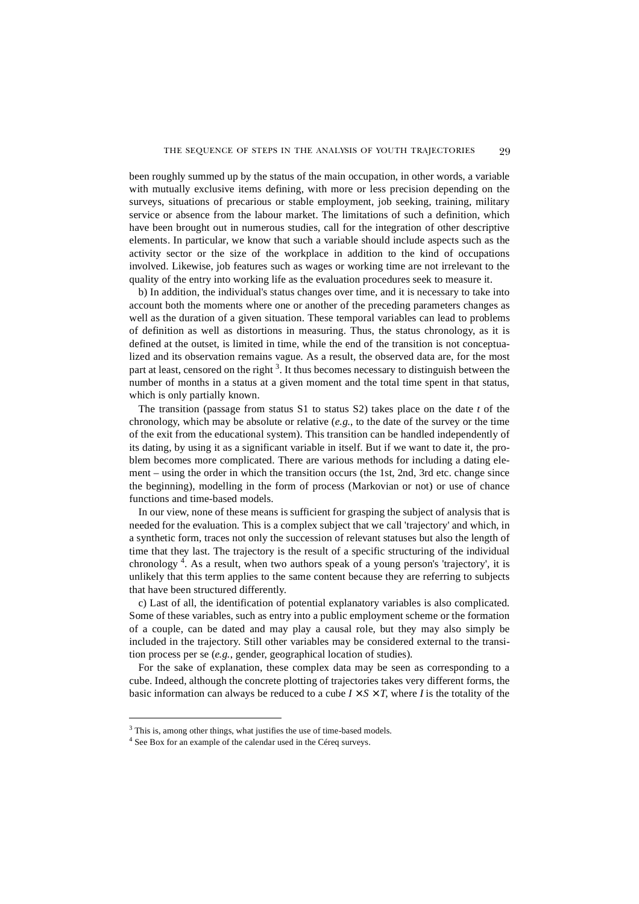been roughly summed up by the status of the main occupation, in other words, a variable with mutually exclusive items defining, with more or less precision depending on the surveys, situations of precarious or stable employment, job seeking, training, military service or absence from the labour market. The limitations of such a definition, which have been brought out in numerous studies, call for the integration of other descriptive elements. In particular, we know that such a variable should include aspects such as the activity sector or the size of the workplace in addition to the kind of occupations involved. Likewise, job features such as wages or working time are not irrelevant to the quality of the entry into working life as the evaluation procedures seek to measure it.

b) In addition, the individual's status changes over time, and it is necessary to take into account both the moments where one or another of the preceding parameters changes as well as the duration of a given situation. These temporal variables can lead to problems of definition as well as distortions in measuring. Thus, the status chronology, as it is defined at the outset, is limited in time, while the end of the transition is not conceptualized and its observation remains vague. As a result, the observed data are, for the most part at least, censored on the right [3]. It thus becomes necessary to distinguish between the number of months in a status at a given moment and the total time spent in that status, which is only partially known.

The transition (passage from status S1 to status S2) takes place on the date $t$ of the chronology, which may be absolute or relative (*e.g.*, to the date of the survey or the time of the exit from the educational system). This transition can be handled independently of its dating, by using it as a significant variable in itself. But if we want to date it, the problem becomes more complicated. There are various methods for including a dating element – using the order in which the transition occurs (the 1st, 2nd, 3rd etc. change since the beginning), modelling in the form of process (Markovian or not) or use of chance functions and time-based models.

In our view, none of these means is sufficient for grasping the subject of analysis that is needed for the evaluation. This is a complex subject that we call 'trajectory' and which, in a synthetic form, traces not only the succession of relevant statuses but also the length of time that they last. The trajectory is the result of a specific structuring of the individual chronology [4]. As a result, when two authors speak of a young person's 'trajectory', it is unlikely that this term applies to the same content because they are referring to subjects that have been structured differently.

c) Last of all, the identification of potential explanatory variables is also complicated. Some of these variables, such as entry into a public employment scheme or the formation of a couple, can be dated and may play a causal role, but they may also simply be included in the trajectory. Still other variables may be considered external to the transition process per se (*e.g.*, gender, geographical location of studies).

For the sake of explanation, these complex data may be seen as corresponding to a cube. Indeed, although the concrete plotting of trajectories takes very different forms, the basic information can always be reduced to a cube $I \times S \times T$, where $I$ is the totality of the

---

[3] This is, among other things, what justifies the use of time-based models.

[4] See Box for an example of the calendar used in the Céreq surveys.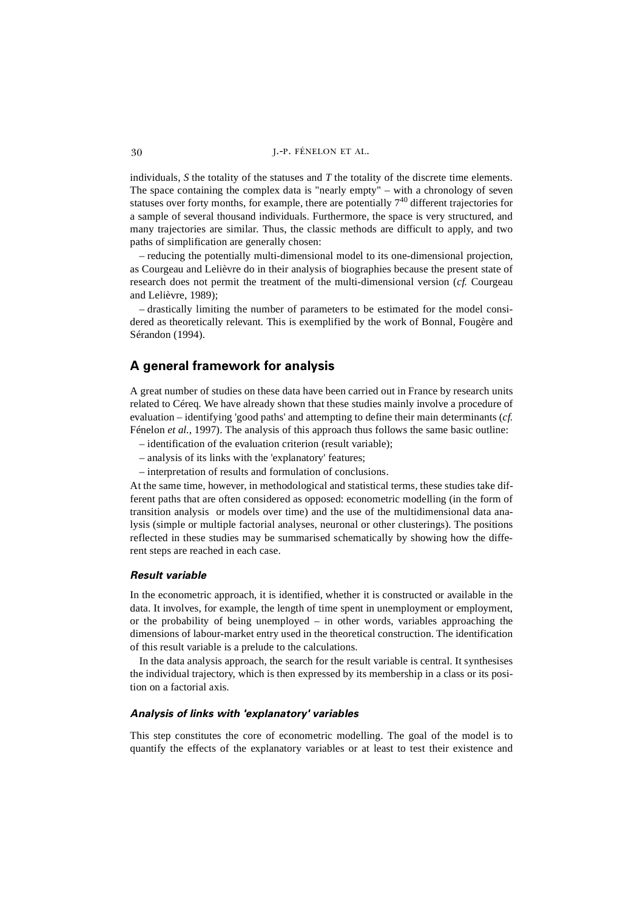individuals, *S* the totality of the statuses and *T* the totality of the discrete time elements. The space containing the complex data is "nearly empty" – with a chronology of seven statuses over forty months, for example, there are potentially $7^{40}$ different trajectories for a sample of several thousand individuals. Furthermore, the space is very structured, and many trajectories are similar. Thus, the classic methods are difficult to apply, and two paths of simplification are generally chosen:

– reducing the potentially multi-dimensional model to its one-dimensional projection, as Courgeau and Lelièvre do in their analysis of biographies because the present state of research does not permit the treatment of the multi-dimensional version (*cf.* Courgeau and Lelièvre, 1989);

– drastically limiting the number of parameters to be estimated for the model considered as theoretically relevant. This is exemplified by the work of Bonnal, Fougère and Sérandon (1994).

## A general framework for analysis

A great number of studies on these data have been carried out in France by research units related to Céreq. We have already shown that these studies mainly involve a procedure of evaluation – identifying 'good paths' and attempting to define their main determinants (*cf.* Fénelon *et al.*, 1997). The analysis of this approach thus follows the same basic outline:

– identification of the evaluation criterion (result variable);
– analysis of its links with the 'explanatory' features;
– interpretation of results and formulation of conclusions.

At the same time, however, in methodological and statistical terms, these studies take different paths that are often considered as opposed: econometric modelling (in the form of transition analysis or models over time) and the use of the multidimensional data analysis (simple or multiple factorial analyses, neuronal or other clusterings). The positions reflected in these studies may be summarised schematically by showing how the different steps are reached in each case.

### *Result variable*

In the econometric approach, it is identified, whether it is constructed or available in the data. It involves, for example, the length of time spent in unemployment or employment, or the probability of being unemployed – in other words, variables approaching the dimensions of labour-market entry used in the theoretical construction. The identification of this result variable is a prelude to the calculations.

In the data analysis approach, the search for the result variable is central. It synthesises the individual trajectory, which is then expressed by its membership in a class or its position on a factorial axis.

### *Analysis of links with 'explanatory' variables*

This step constitutes the core of econometric modelling. The goal of the model is to quantify the effects of the explanatory variables or at least to test their existence and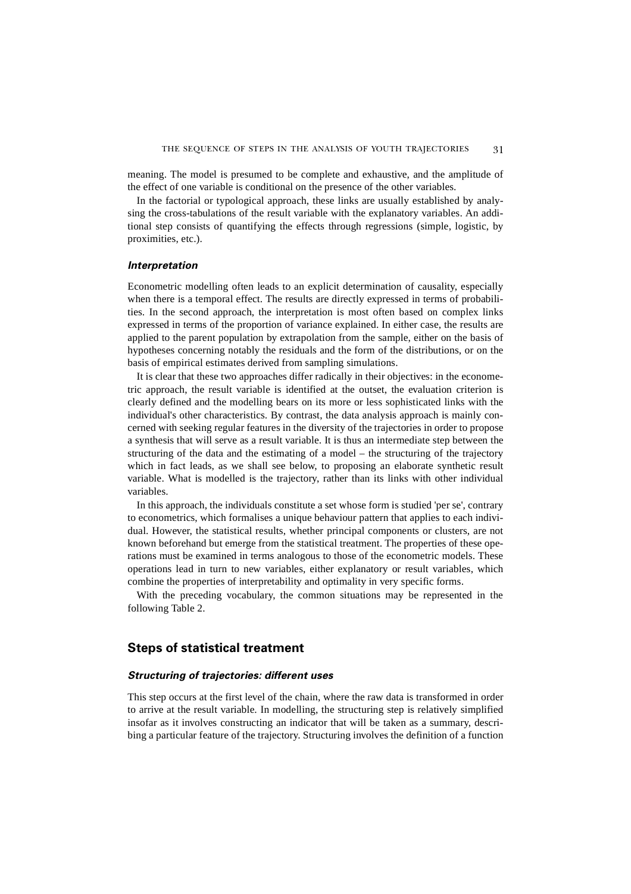meaning. The model is presumed to be complete and exhaustive, and the amplitude of the effect of one variable is conditional on the presence of the other variables.

In the factorial or typological approach, these links are usually established by analysing the cross-tabulations of the result variable with the explanatory variables. An additional step consists of quantifying the effects through regressions (simple, logistic, by proximities, etc.).

### *Interpretation*

Econometric modelling often leads to an explicit determination of causality, especially when there is a temporal effect. The results are directly expressed in terms of probabilities. In the second approach, the interpretation is most often based on complex links expressed in terms of the proportion of variance explained. In either case, the results are applied to the parent population by extrapolation from the sample, either on the basis of hypotheses concerning notably the residuals and the form of the distributions, or on the basis of empirical estimates derived from sampling simulations.

It is clear that these two approaches differ radically in their objectives: in the econometric approach, the result variable is identified at the outset, the evaluation criterion is clearly defined and the modelling bears on its more or less sophisticated links with the individual's other characteristics. By contrast, the data analysis approach is mainly concerned with seeking regular features in the diversity of the trajectories in order to propose a synthesis that will serve as a result variable. It is thus an intermediate step between the structuring of the data and the estimating of a model – the structuring of the trajectory which in fact leads, as we shall see below, to proposing an elaborate synthetic result variable. What is modelled is the trajectory, rather than its links with other individual variables.

In this approach, the individuals constitute a set whose form is studied 'per se', contrary to econometrics, which formalises a unique behaviour pattern that applies to each individual. However, the statistical results, whether principal components or clusters, are not known beforehand but emerge from the statistical treatment. The properties of these operations must be examined in terms analogous to those of the econometric models. These operations lead in turn to new variables, either explanatory or result variables, which combine the properties of interpretability and optimality in very specific forms.

With the preceding vocabulary, the common situations may be represented in the following Table 2.

## Steps of statistical treatment

### *Structuring of trajectories: different uses*

This step occurs at the first level of the chain, where the raw data is transformed in order to arrive at the result variable. In modelling, the structuring step is relatively simplified insofar as it involves constructing an indicator that will be taken as a summary, describing a particular feature of the trajectory. Structuring involves the definition of a function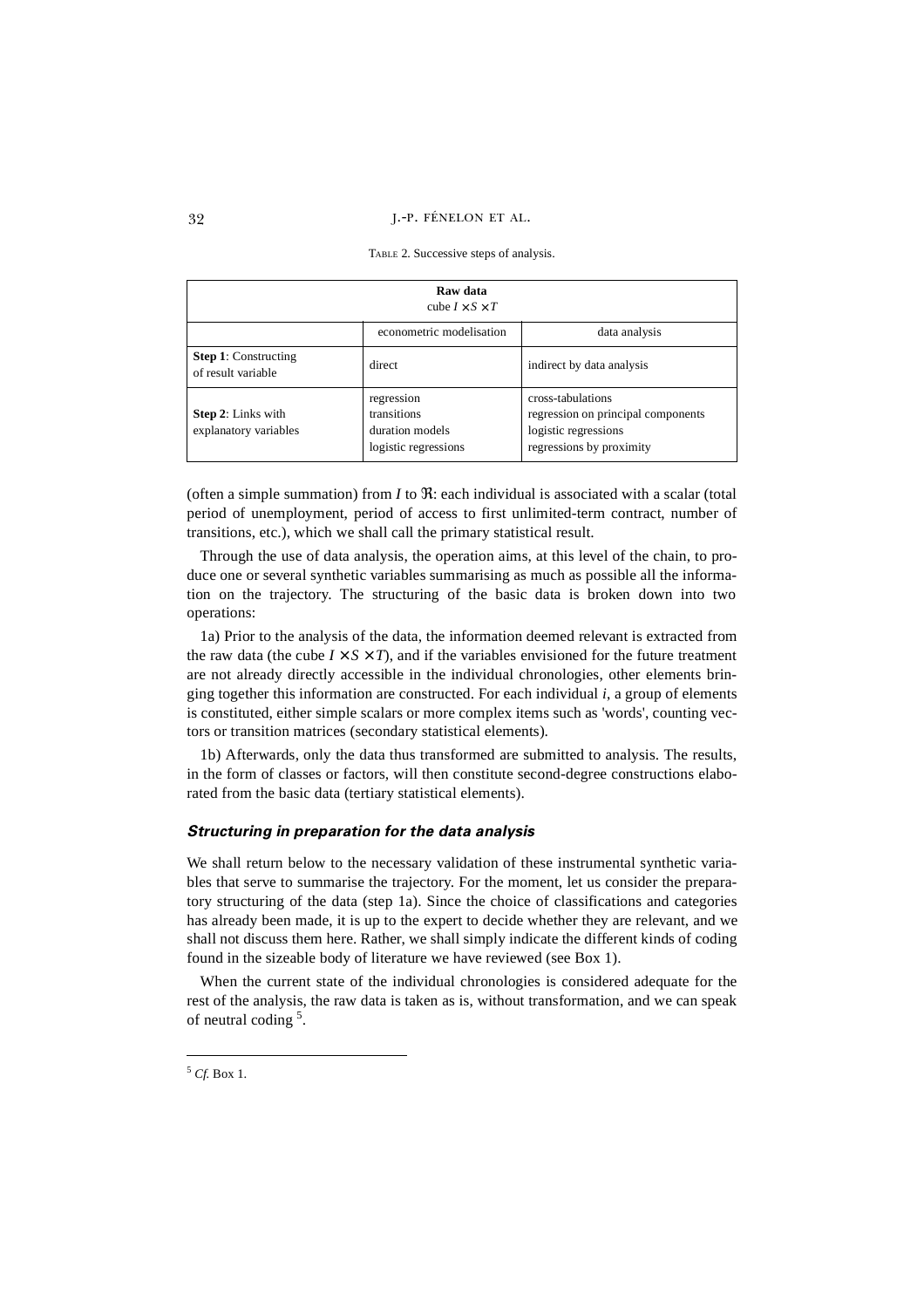TABLE 2. Successive steps of analysis.

| **Raw data** cube $I \times S \times T$ | | |
|---|---|---|
| | econometric modelisation | data analysis |
| **Step 1**: Constructing of result variable | direct | indirect by data analysis |
| **Step 2**: Links with explanatory variables | regression<br>transitions<br>duration models<br>logistic regressions | cross-tabulations<br>regression on principal components<br>logistic regressions<br>regressions by proximity |

(often a simple summation) from $I$ to $\Re$: each individual is associated with a scalar (total period of unemployment, period of access to first unlimited-term contract, number of transitions, etc.), which we shall call the primary statistical result.

Through the use of data analysis, the operation aims, at this level of the chain, to produce one or several synthetic variables summarising as much as possible all the information on the trajectory. The structuring of the basic data is broken down into two operations:

1a) Prior to the analysis of the data, the information deemed relevant is extracted from the raw data (the cube $I \times S \times T$), and if the variables envisioned for the future treatment are not already directly accessible in the individual chronologies, other elements bringing together this information are constructed. For each individual $i$, a group of elements is constituted, either simple scalars or more complex items such as 'words', counting vectors or transition matrices (secondary statistical elements).

1b) Afterwards, only the data thus transformed are submitted to analysis. The results, in the form of classes or factors, will then constitute second-degree constructions elaborated from the basic data (tertiary statistical elements).

### *Structuring in preparation for the data analysis*

We shall return below to the necessary validation of these instrumental synthetic variables that serve to summarise the trajectory. For the moment, let us consider the preparatory structuring of the data (step 1a). Since the choice of classifications and categories has already been made, it is up to the expert to decide whether they are relevant, and we shall not discuss them here. Rather, we shall simply indicate the different kinds of coding found in the sizeable body of literature we have reviewed (see Box 1).

When the current state of the individual chronologies is considered adequate for the rest of the analysis, the raw data is taken as is, without transformation, and we can speak of neutral coding [5].

[5] *Cf.* Box 1.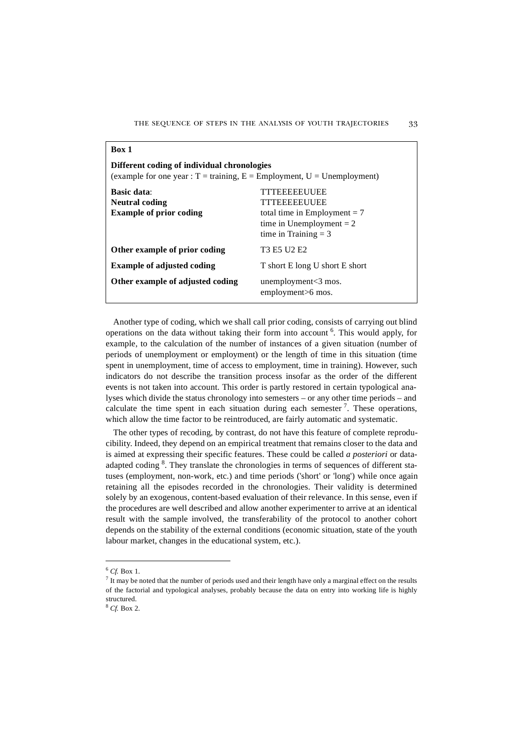**Box 1**

**Different coding of individual chronologies**
(example for one year : T = training, E = Employment, U = Unemployment)

| | |
|---|---|
| **Basic data**: | TTTEEEEEUUEE |
| **Neutral coding** | TTTEEEEEUUEE |
| **Example of prior coding** | total time in Employment = 7<br>time in Unemployment = 2<br>time in Training = 3 |
| **Other example of prior coding** | T3 E5 U2 E2 |
| **Example of adjusted coding** | T short E long U short E short |
| **Other example of adjusted coding** | unemployment<3 mos.<br>employment>6 mos. |

Another type of coding, which we shall call prior coding, consists of carrying out blind operations on the data without taking their form into account [6]. This would apply, for example, to the calculation of the number of instances of a given situation (number of periods of unemployment or employment) or the length of time in this situation (time spent in unemployment, time of access to employment, time in training). However, such indicators do not describe the transition process insofar as the order of the different events is not taken into account. This order is partly restored in certain typological analyses which divide the status chronology into semesters – or any other time periods – and calculate the time spent in each situation during each semester [7]. These operations, which allow the time factor to be reintroduced, are fairly automatic and systematic.

The other types of recoding, by contrast, do not have this feature of complete reproducibility. Indeed, they depend on an empirical treatment that remains closer to the data and is aimed at expressing their specific features. These could be called *a posteriori* or data-adapted coding [8]. They translate the chronologies in terms of sequences of different statuses (employment, non-work, etc.) and time periods ('short' or 'long') while once again retaining all the episodes recorded in the chronologies. Their validity is determined solely by an exogenous, content-based evaluation of their relevance. In this sense, even if the procedures are well described and allow another experimenter to arrive at an identical result with the sample involved, the transferability of the protocol to another cohort depends on the stability of the external conditions (economic situation, state of the youth labour market, changes in the educational system, etc.).

---

[6] *Cf.* Box 1.

[7] It may be noted that the number of periods used and their length have only a marginal effect on the results of the factorial and typological analyses, probably because the data on entry into working life is highly structured.

[8] *Cf.* Box 2.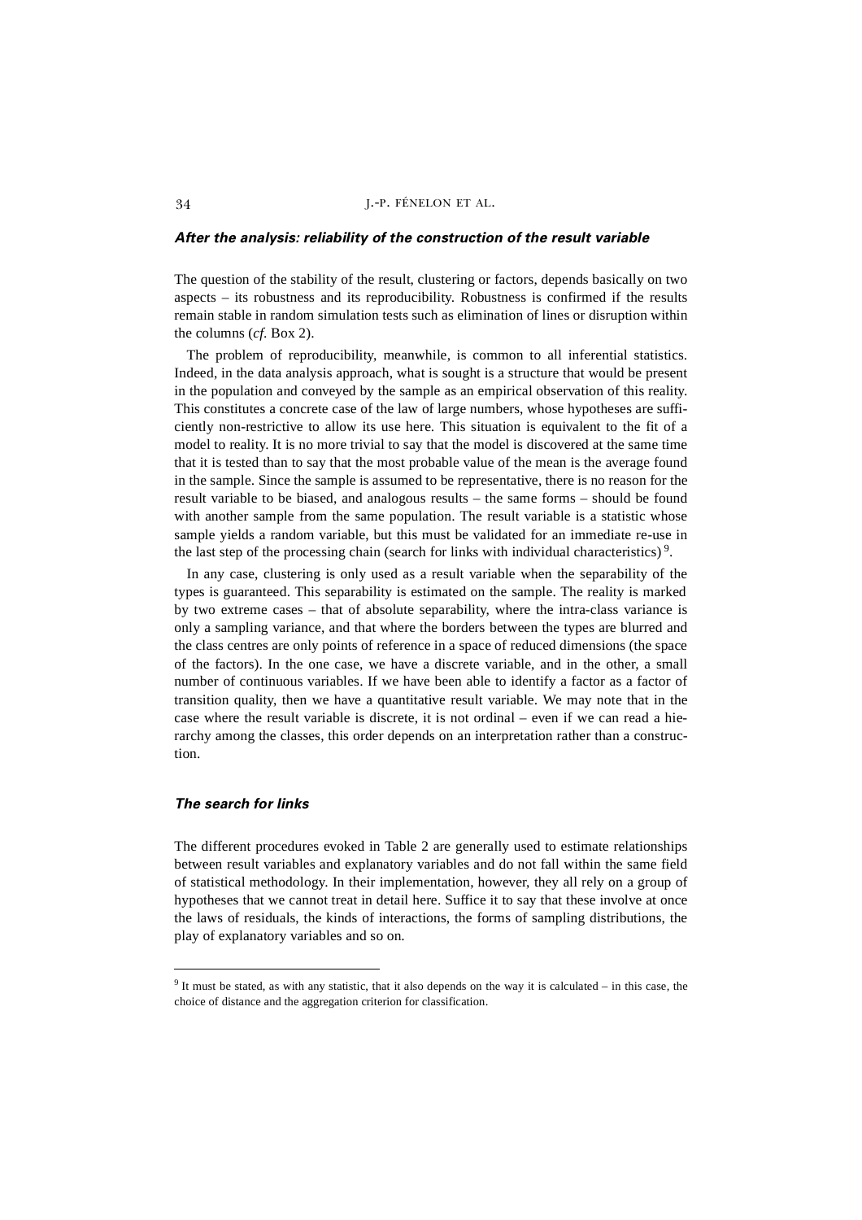### *After the analysis: reliability of the construction of the result variable*

The question of the stability of the result, clustering or factors, depends basically on two aspects – its robustness and its reproducibility. Robustness is confirmed if the results remain stable in random simulation tests such as elimination of lines or disruption within the columns (*cf.* Box 2).

The problem of reproducibility, meanwhile, is common to all inferential statistics. Indeed, in the data analysis approach, what is sought is a structure that would be present in the population and conveyed by the sample as an empirical observation of this reality. This constitutes a concrete case of the law of large numbers, whose hypotheses are sufficiently non-restrictive to allow its use here. This situation is equivalent to the fit of a model to reality. It is no more trivial to say that the model is discovered at the same time that it is tested than to say that the most probable value of the mean is the average found in the sample. Since the sample is assumed to be representative, there is no reason for the result variable to be biased, and analogous results – the same forms – should be found with another sample from the same population. The result variable is a statistic whose sample yields a random variable, but this must be validated for an immediate re-use in the last step of the processing chain (search for links with individual characteristics) [9].

In any case, clustering is only used as a result variable when the separability of the types is guaranteed. This separability is estimated on the sample. The reality is marked by two extreme cases – that of absolute separability, where the intra-class variance is only a sampling variance, and that where the borders between the types are blurred and the class centres are only points of reference in a space of reduced dimensions (the space of the factors). In the one case, we have a discrete variable, and in the other, a small number of continuous variables. If we have been able to identify a factor as a factor of transition quality, then we have a quantitative result variable. We may note that in the case where the result variable is discrete, it is not ordinal – even if we can read a hierarchy among the classes, this order depends on an interpretation rather than a construction.

### *The search for links*

The different procedures evoked in Table 2 are generally used to estimate relationships between result variables and explanatory variables and do not fall within the same field of statistical methodology. In their implementation, however, they all rely on a group of hypotheses that we cannot treat in detail here. Suffice it to say that these involve at once the laws of residuals, the kinds of interactions, the forms of sampling distributions, the play of explanatory variables and so on.

---

[9] It must be stated, as with any statistic, that it also depends on the way it is calculated – in this case, the choice of distance and the aggregation criterion for classification.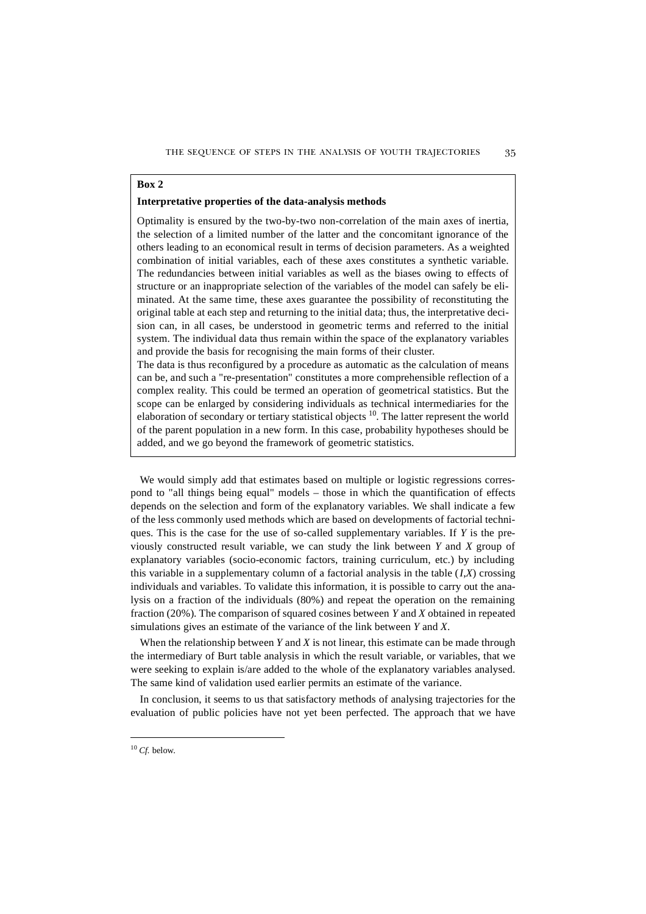**Box 2**

**Interpretative properties of the data-analysis methods**

Optimality is ensured by the two-by-two non-correlation of the main axes of inertia, the selection of a limited number of the latter and the concomitant ignorance of the others leading to an economical result in terms of decision parameters. As a weighted combination of initial variables, each of these axes constitutes a synthetic variable. The redundancies between initial variables as well as the biases owing to effects of structure or an inappropriate selection of the variables of the model can safely be eliminated. At the same time, these axes guarantee the possibility of reconstituting the original table at each step and returning to the initial data; thus, the interpretative decision can, in all cases, be understood in geometric terms and referred to the initial system. The individual data thus remain within the space of the explanatory variables and provide the basis for recognising the main forms of their cluster.

The data is thus reconfigured by a procedure as automatic as the calculation of means can be, and such a "re-presentation" constitutes a more comprehensible reflection of a complex reality. This could be termed an operation of geometrical statistics. But the scope can be enlarged by considering individuals as technical intermediaries for the elaboration of secondary or tertiary statistical objects [10]. The latter represent the world of the parent population in a new form. In this case, probability hypotheses should be added, and we go beyond the framework of geometric statistics.

We would simply add that estimates based on multiple or logistic regressions correspond to "all things being equal" models – those in which the quantification of effects depends on the selection and form of the explanatory variables. We shall indicate a few of the less commonly used methods which are based on developments of factorial techniques. This is the case for the use of so-called supplementary variables. If $Y$ is the previously constructed result variable, we can study the link between $Y$ and $X$ group of explanatory variables (socio-economic factors, training curriculum, etc.) by including this variable in a supplementary column of a factorial analysis in the table $(I,X)$ crossing individuals and variables. To validate this information, it is possible to carry out the analysis on a fraction of the individuals (80%) and repeat the operation on the remaining fraction (20%). The comparison of squared cosines between $Y$ and $X$ obtained in repeated simulations gives an estimate of the variance of the link between $Y$ and $X$.

When the relationship between $Y$ and $X$ is not linear, this estimate can be made through the intermediary of Burt table analysis in which the result variable, or variables, that we were seeking to explain is/are added to the whole of the explanatory variables analysed. The same kind of validation used earlier permits an estimate of the variance.

In conclusion, it seems to us that satisfactory methods of analysing trajectories for the evaluation of public policies have not yet been perfected. The approach that we have

[10] *Cf.* below.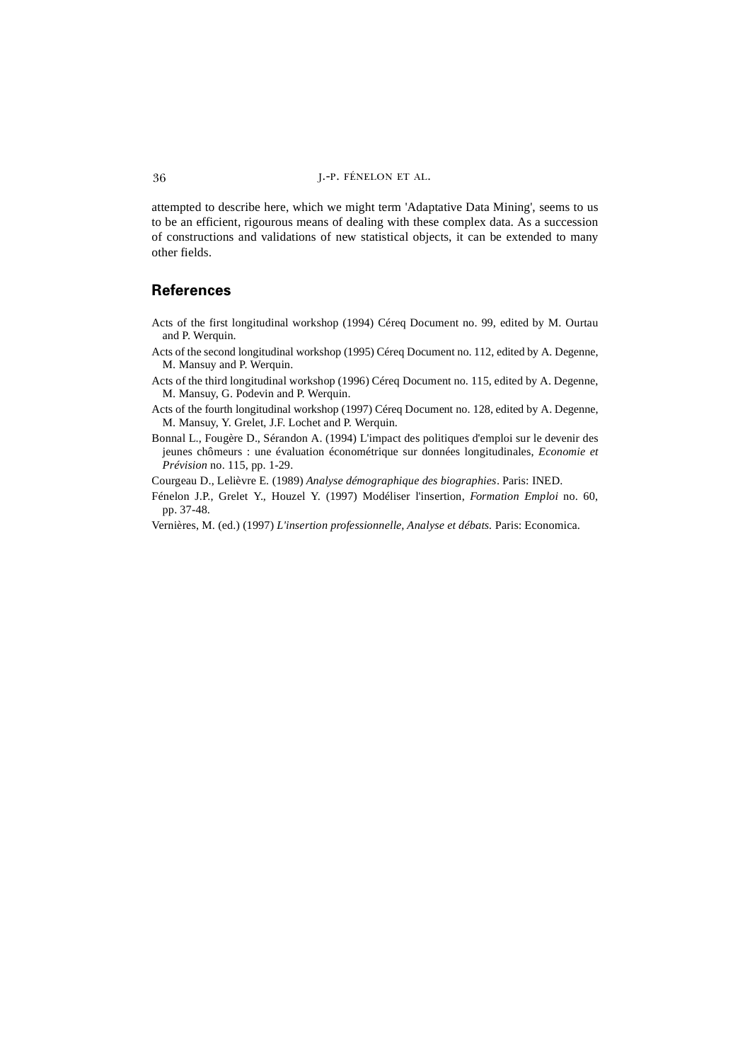attempted to describe here, which we might term 'Adaptative Data Mining', seems to us to be an efficient, rigourous means of dealing with these complex data. As a succession of constructions and validations of new statistical objects, it can be extended to many other fields.

## References

Acts of the first longitudinal workshop (1994) Céreq Document no. 99, edited by M. Ourtau and P. Werquin.

Acts of the second longitudinal workshop (1995) Céreq Document no. 112, edited by A. Degenne, M. Mansuy and P. Werquin.

Acts of the third longitudinal workshop (1996) Céreq Document no. 115, edited by A. Degenne, M. Mansuy, G. Podevin and P. Werquin.

Acts of the fourth longitudinal workshop (1997) Céreq Document no. 128, edited by A. Degenne, M. Mansuy, Y. Grelet, J.F. Lochet and P. Werquin.

Bonnal L., Fougère D., Sérandon A. (1994) L'impact des politiques d'emploi sur le devenir des jeunes chômeurs : une évaluation économétrique sur données longitudinales, *Economie et Prévision* no. 115, pp. 1-29.

Courgeau D., Lelièvre E. (1989) *Analyse démographique des biographies*. Paris: INED.

Fénelon J.P., Grelet Y., Houzel Y. (1997) Modéliser l'insertion, *Formation Emploi* no. 60, pp. 37-48.

Vernières, M. (ed.) (1997) *L'insertion professionnelle, Analyse et débats.* Paris: Economica.